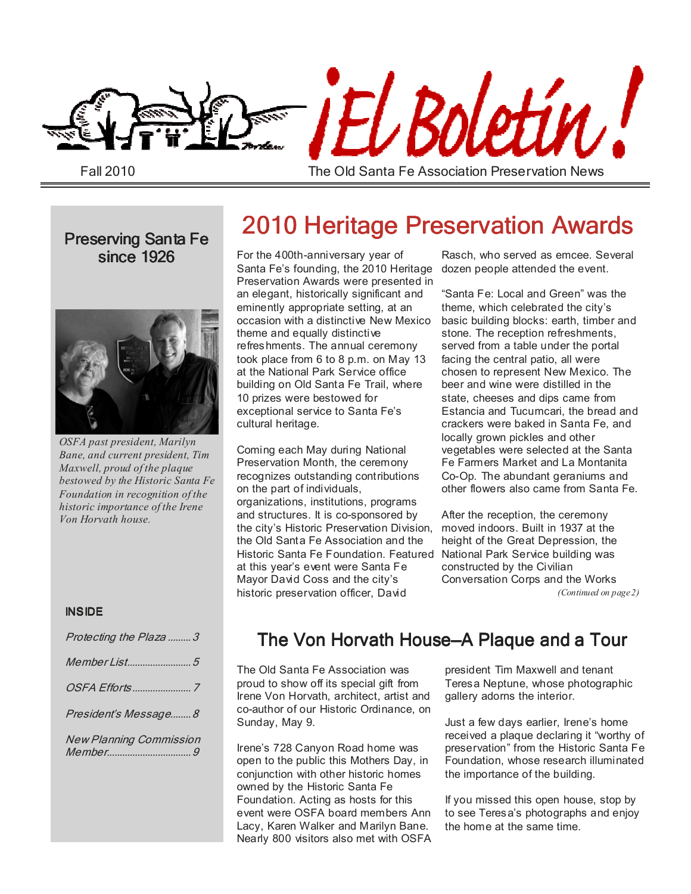# ¡El Boletín!

Fall 2010

The Old Santa Fe Association Preservation News

## Preserving Santa Fe since 1926

*OSFA past president, Marilyn Bane, and current president, Tim Maxwell, proud of the plaque bestowed by the Historic Santa Fe Foundation in recognition of the historic importance of the Irene Von Horvath house.*

**INSIDE**

- *Protecting the Plaza* ......... 3
- *Member List* ......................... 5
- *OSFA Efforts* ....................... 7
- *President's Message* ........ 8
- *New Planning Commission Member* ................................ 9

## 2010 Heritage Preservation Awards

For the 400th-anniversary year of Santa Fe's founding, the 2010 Heritage Preservation Awards were presented in an elegant, historically significant and eminently appropriate setting, at an occasion with a distinctive New Mexico theme and equally distinctive refreshments. The annual ceremony took place from 6 to 8 p.m. on May 13 at the National Park Service office building on Old Santa Fe Trail, where 10 prizes were bestowed for exceptional service to Santa Fe's cultural heritage.

Coming each May during National Preservation Month, the ceremony recognizes outstanding contributions on the part of individuals, organizations, institutions, programs and structures. It is co-sponsored by the city's Historic Preservation Division, the Old Santa Fe Association and the Historic Santa Fe Foundation. Featured at this year's event were Santa Fe Mayor David Coss and the city's historic preservation officer, David Rasch, who served as emcee. Several dozen people attended the event.

"Santa Fe: Local and Green" was the theme, which celebrated the city's basic building blocks: earth, timber and stone. The reception refreshments, served from a table under the portal facing the central patio, all were chosen to represent New Mexico. The beer and wine were distilled in the state, cheeses and dips came from Estancia and Tucumcari, the bread and crackers were baked in Santa Fe, and locally grown pickles and other vegetables were selected at the Santa Fe Farmers Market and La Montanita Co-Op. The abundant geraniums and other flowers also came from Santa Fe.

After the reception, the ceremony moved indoors. Built in 1937 at the height of the Great Depression, the National Park Service building was constructed by the Civilian Conversation Corps and the Works

*(Continued on page 2)*

## The Von Horvath House—A Plaque and a Tour

The Old Santa Fe Association was proud to show off its special gift from Irene Von Horvath, architect, artist and co-author of our Historic Ordinance, on Sunday, May 9.

Irene's 728 Canyon Road home was open to the public this Mothers Day, in conjunction with other historic homes owned by the Historic Santa Fe Foundation. Acting as hosts for this event were OSFA board members Ann Lacy, Karen Walker and Marilyn Bane. Nearly 800 visitors also met with OSFA president Tim Maxwell and tenant Teresa Neptune, whose photographic gallery adorns the interior.

Just a few days earlier, Irene's home received a plaque declaring it "worthy of preservation" from the Historic Santa Fe Foundation, whose research illuminated the importance of the building.

If you missed this open house, stop by to see Teresa's photographs and enjoy the home at the same time.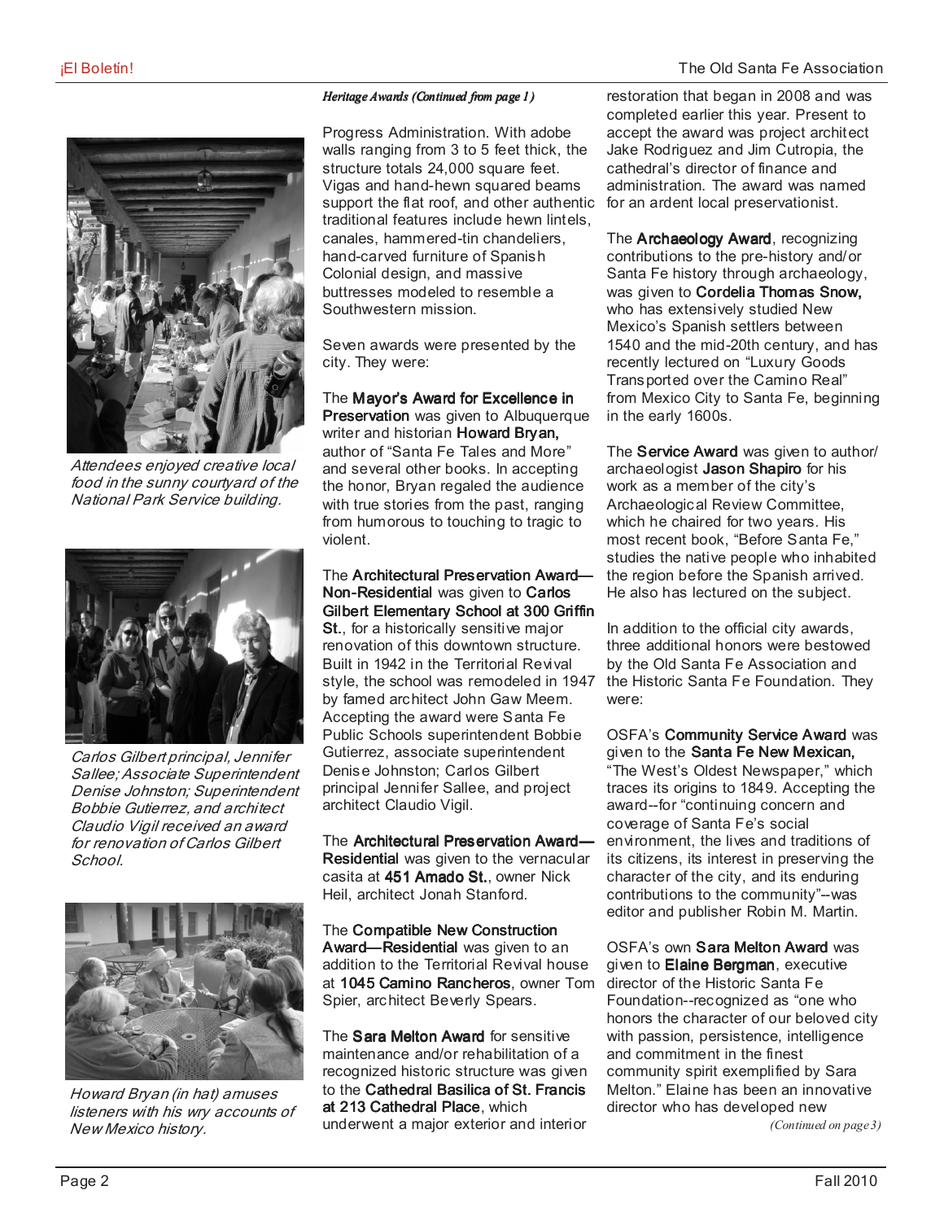*Heritage Awards (Continued from page 1)*

Progress Administration. With adobe walls ranging from 3 to 5 feet thick, the structure totals 24,000 square feet. Vigas and hand-hewn squared beams support the flat roof, and other authentic traditional features include hewn lintels, canales, hammered-tin chandeliers, hand-carved furniture of Spanish Colonial design, and massive buttresses modeled to resemble a Southwestern mission.

Seven awards were presented by the city. They were:

The **Mayor's Award for Excellence in Preservation** was given to Albuquerque writer and historian **Howard Bryan,** author of "Santa Fe Tales and More" and several other books. In accepting the honor, Bryan regaled the audience with true stories from the past, ranging from humorous to touching to tragic to violent.

The **Architectural Preservation Award—Non-Residential** was given to **Carlos Gilbert Elementary School at 300 Griffin St.**, for a historically sensitive major renovation of this downtown structure. Built in 1942 in the Territorial Revival style, the school was remodeled in 1947 by famed architect John Gaw Meem. Accepting the award were Santa Fe Public Schools superintendent Bobbie Gutierrez, associate superintendent Denise Johnston; Carlos Gilbert principal Jennifer Sallee, and project architect Claudio Vigil.

The **Architectural Preservation Award—Residential** was given to the vernacular casita at **451 Amado St.**, owner Nick Heil, architect Jonah Stanford.

The **Compatible New Construction Award—Residential** was given to an addition to the Territorial Revival house at **1045 Camino Rancheros**, owner Tom Spier, architect Beverly Spears.

The **Sara Melton Award** for sensitive maintenance and/or rehabilitation of a recognized historic structure was given to the **Cathedral Basilica of St. Francis at 213 Cathedral Place**, which underwent a major exterior and interior restoration that began in 2008 and was completed earlier this year. Present to accept the award was project architect Jake Rodriguez and Jim Cutropia, the cathedral's director of finance and administration. The award was named for an ardent local preservationist.

The **Archaeology Award**, recognizing contributions to the pre-history and/or Santa Fe history through archaeology, was given to **Cordelia Thomas Snow,** who has extensively studied New Mexico's Spanish settlers between 1540 and the mid-20th century, and has recently lectured on "Luxury Goods Transported over the Camino Real" from Mexico City to Santa Fe, beginning in the early 1600s.

The **Service Award** was given to author/archaeologist **Jason Shapiro** for his work as a member of the city's Archaeological Review Committee, which he chaired for two years. His most recent book, "Before Santa Fe," studies the native people who inhabited the region before the Spanish arrived. He also has lectured on the subject.

In addition to the official city awards, three additional honors were bestowed by the Old Santa Fe Association and the Historic Santa Fe Foundation. They were:

OSFA's **Community Service Award** was given to the **Santa Fe New Mexican,** "The West's Oldest Newspaper," which traces its origins to 1849. Accepting the award--for "continuing concern and coverage of Santa Fe's social environment, the lives and traditions of its citizens, its interest in preserving the character of the city, and its enduring contributions to the community"--was editor and publisher Robin M. Martin.

OSFA's own **Sara Melton Award** was given to **Elaine Bergman**, executive director of the Historic Santa Fe Foundation--recognized as "one who honors the character of our beloved city with passion, persistence, intelligence and commitment in the finest community spirit exemplified by Sara Melton." Elaine has been an innovative director who has developed new

*(Continued on page 3)*

*Attendees enjoyed creative local food in the sunny courtyard of the National Park Service building.*

*Carlos Gilbert principal, Jennifer Sallee; Associate Superintendent Denise Johnston; Superintendent Bobbie Gutierrez, and architect Claudio Vigil received an award for renovation of Carlos Gilbert School.*

*Howard Bryan (in hat) amuses listeners with his wry accounts of New Mexico history.*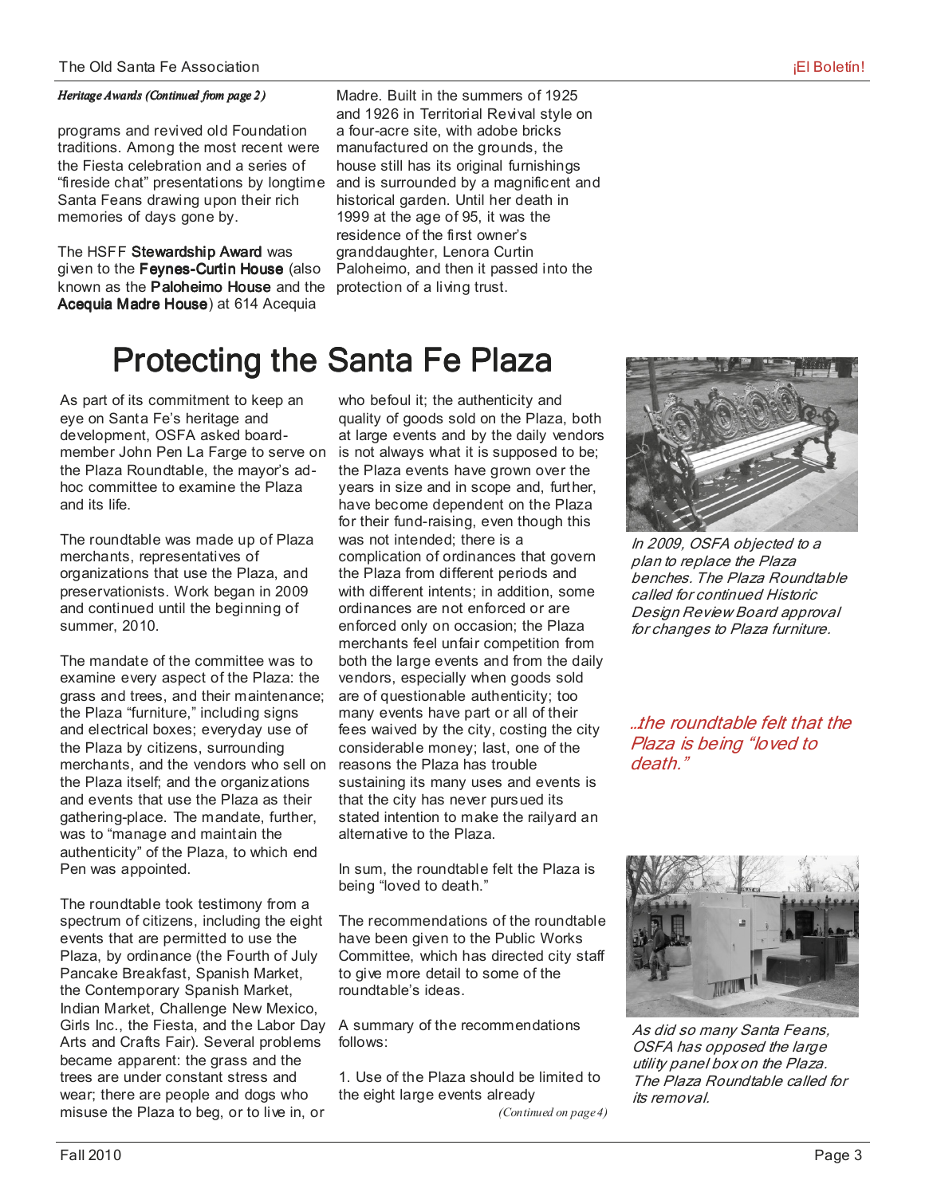*Heritage Awards (Continued from page 2)*

programs and revived old Foundation traditions. Among the most recent were the Fiesta celebration and a series of "fireside chat" presentations by longtime Santa Feans drawing upon their rich memories of days gone by.

The HSFF **Stewardship Award** was given to the **Feynes-Curtin House** (also known as the **Paloheimo House** and the **Acequia Madre House**) at 614 Acequia Madre. Built in the summers of 1925 and 1926 in Territorial Revival style on a four-acre site, with adobe bricks manufactured on the grounds, the house still has its original furnishings and is surrounded by a magnificent and historical garden. Until her death in 1999 at the age of 95, it was the residence of the first owner's granddaughter, Lenora Curtin Paloheimo, and then it passed into the protection of a living trust.

# Protecting the Santa Fe Plaza

As part of its commitment to keep an eye on Santa Fe's heritage and development, OSFA asked board-member John Pen La Farge to serve on the Plaza Roundtable, the mayor's ad-hoc committee to examine the Plaza and its life.

The roundtable was made up of Plaza merchants, representatives of organizations that use the Plaza, and preservationists. Work began in 2009 and continued until the beginning of summer, 2010.

The mandate of the committee was to examine every aspect of the Plaza: the grass and trees, and their maintenance; the Plaza "furniture," including signs and electrical boxes; everyday use of the Plaza by citizens, surrounding merchants, and the vendors who sell on the Plaza itself; and the organizations and events that use the Plaza as their gathering-place. The mandate, further, was to "manage and maintain the authenticity" of the Plaza, to which end Pen was appointed.

The roundtable took testimony from a spectrum of citizens, including the eight events that are permitted to use the Plaza, by ordinance (the Fourth of July Pancake Breakfast, Spanish Market, the Contemporary Spanish Market, Indian Market, Challenge New Mexico, Girls Inc., the Fiesta, and the Labor Day Arts and Crafts Fair). Several problems became apparent: the grass and the trees are under constant stress and wear; there are people and dogs who misuse the Plaza to beg, or to live in, or who befoul it; the authenticity and quality of goods sold on the Plaza, both at large events and by the daily vendors is not always what it is supposed to be; the Plaza events have grown over the years in size and in scope and, further, have become dependent on the Plaza for their fund-raising, even though this was not intended; there is a complication of ordinances that govern the Plaza from different periods and with different intents; in addition, some ordinances are not enforced or are enforced only on occasion; the Plaza merchants feel unfair competition from both the large events and from the daily vendors, especially when goods sold are of questionable authenticity; too many events have part or all of their fees waived by the city, costing the city considerable money; last, one of the reasons the Plaza has trouble sustaining its many uses and events is that the city has never pursued its stated intention to make the railyard an alternative to the Plaza.

In sum, the roundtable felt the Plaza is being "loved to death."

The recommendations of the roundtable have been given to the Public Works Committee, which has directed city staff to give more detail to some of the roundtable's ideas.

A summary of the recommendations follows:

1. Use of the Plaza should be limited to the eight large events already

*(Continued on page 4)*

*In 2009, OSFA objected to a plan to replace the Plaza benches. The Plaza Roundtable called for continued Historic Design Review Board approval for changes to Plaza furniture.*

*...the roundtable felt that the Plaza is being "loved to death."*

*As did so many Santa Feans, OSFA has opposed the large utility panel box on the Plaza. The Plaza Roundtable called for its removal.*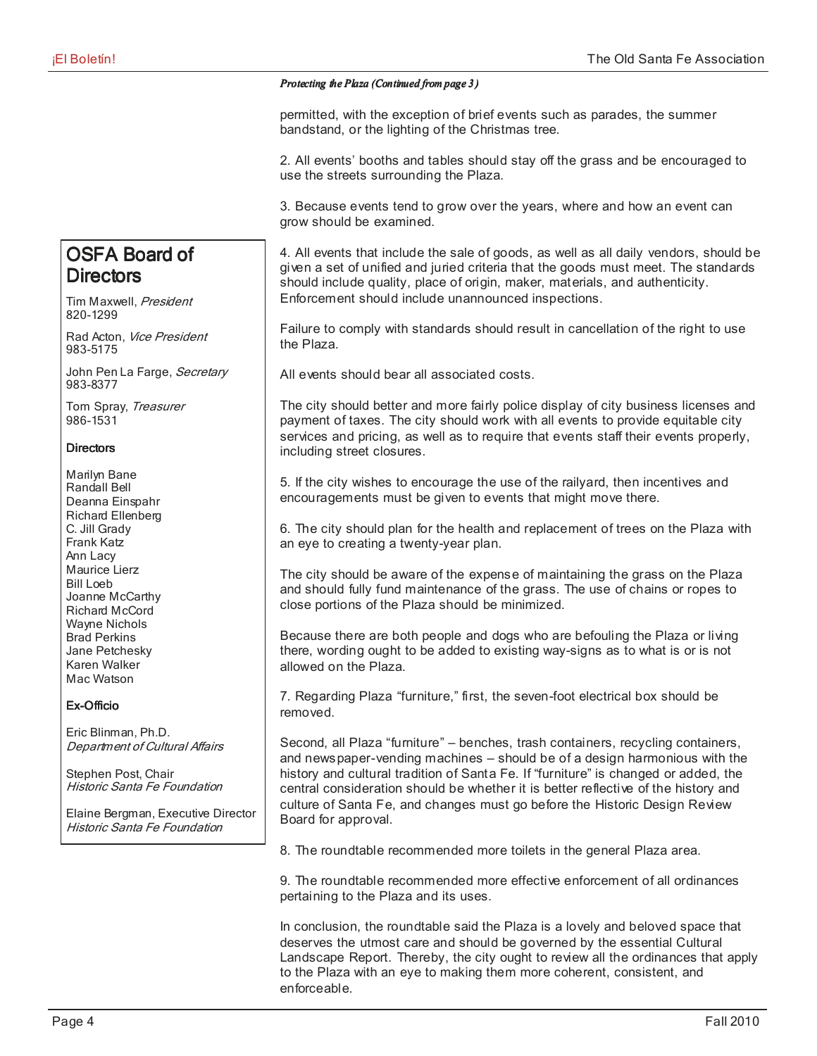*Protecting the Plaza (Continued from page 3)*

permitted, with the exception of brief events such as parades, the summer bandstand, or the lighting of the Christmas tree.

2. All events' booths and tables should stay off the grass and be encouraged to use the streets surrounding the Plaza.

3. Because events tend to grow over the years, where and how an event can grow should be examined.

4. All events that include the sale of goods, as well as all daily vendors, should be given a set of unified and juried criteria that the goods must meet. The standards should include quality, place of origin, maker, materials, and authenticity. Enforcement should include unannounced inspections.

Failure to comply with standards should result in cancellation of the right to use the Plaza.

All events should bear all associated costs.

The city should better and more fairly police display of city business licenses and payment of taxes. The city should work with all events to provide equitable city services and pricing, as well as to require that events staff their events properly, including street closures.

5. If the city wishes to encourage the use of the railyard, then incentives and encouragements must be given to events that might move there.

6. The city should plan for the health and replacement of trees on the Plaza with an eye to creating a twenty-year plan.

The city should be aware of the expense of maintaining the grass on the Plaza and should fully fund maintenance of the grass. The use of chains or ropes to close portions of the Plaza should be minimized.

Because there are both people and dogs who are befouling the Plaza or living there, wording ought to be added to existing way-signs as to what is or is not allowed on the Plaza.

7. Regarding Plaza "furniture," first, the seven-foot electrical box should be removed.

Second, all Plaza "furniture" – benches, trash containers, recycling containers, and newspaper-vending machines – should be of a design harmonious with the history and cultural tradition of Santa Fe. If "furniture" is changed or added, the central consideration should be whether it is better reflective of the history and culture of Santa Fe, and changes must go before the Historic Design Review Board for approval.

8. The roundtable recommended more toilets in the general Plaza area.

9. The roundtable recommended more effective enforcement of all ordinances pertaining to the Plaza and its uses.

In conclusion, the roundtable said the Plaza is a lovely and beloved space that deserves the utmost care and should be governed by the essential Cultural Landscape Report. Thereby, the city ought to review all the ordinances that apply to the Plaza with an eye to making them more coherent, consistent, and enforceable.

## OSFA Board of Directors

Tim Maxwell, *President*
820-1299

Rad Acton, *Vice President*
983-5175

John Pen La Farge, *Secretary*
983-8377

Tom Spray, *Treasurer*
986-1531

### Directors

Marilyn Bane
Randall Bell
Deanna Einspahr
Richard Ellenberg
C. Jill Grady
Frank Katz
Ann Lacy
Maurice Lierz
Bill Loeb
Joanne McCarthy
Richard McCord
Wayne Nichols
Brad Perkins
Jane Petchesky
Karen Walker
Mac Watson

### Ex-Officio

Eric Blinman, Ph.D.
*Department of Cultural Affairs*

Stephen Post, Chair
*Historic Santa Fe Foundation*

Elaine Bergman, Executive Director
*Historic Santa Fe Foundation*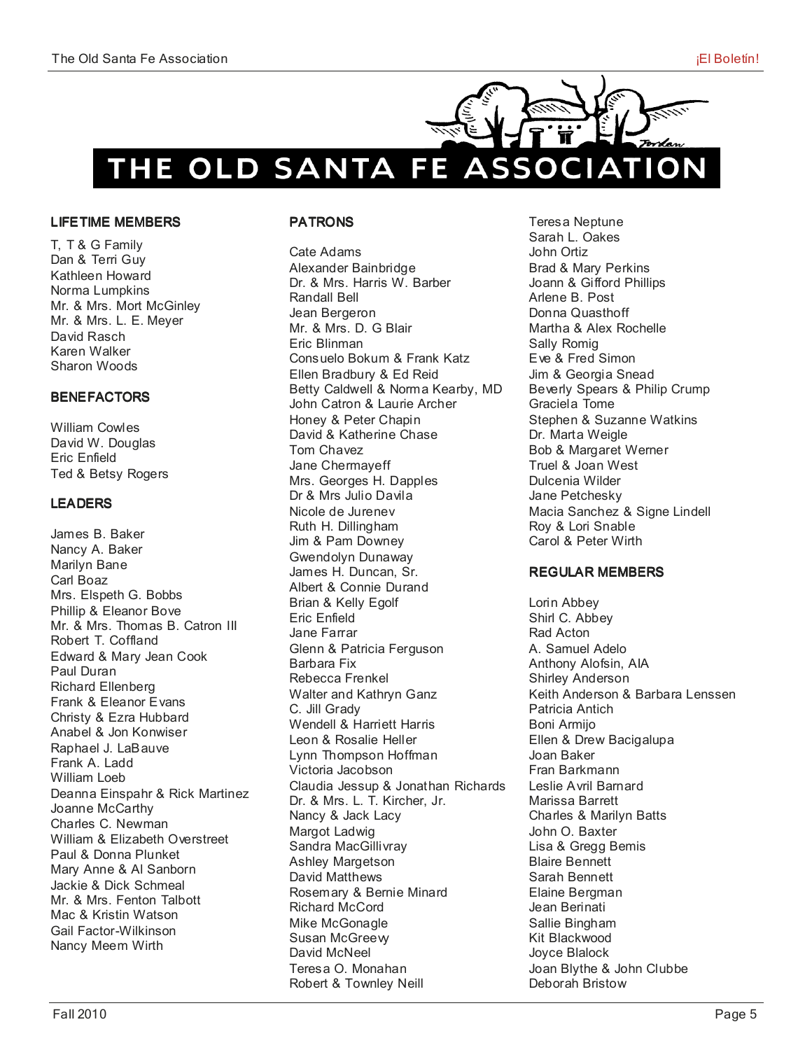# THE OLD SANTA FE ASSOCIATION

## LIFETIME MEMBERS

T, T & G Family
Dan & Terri Guy
Kathleen Howard
Norma Lumpkins
Mr. & Mrs. Mort McGinley
Mr. & Mrs. L. E. Meyer
David Rasch
Karen Walker
Sharon Woods

## BENEFACTORS

William Cowles
David W. Douglas
Eric Enfield
Ted & Betsy Rogers

## LEADERS

James B. Baker
Nancy A. Baker
Marilyn Bane
Carl Boaz
Mrs. Elspeth G. Bobbs
Phillip & Eleanor Bove
Mr. & Mrs. Thomas B. Catron III
Robert T. Coffland
Edward & Mary Jean Cook
Paul Duran
Richard Ellenberg
Frank & Eleanor Evans
Christy & Ezra Hubbard
Anabel & Jon Konwiser
Raphael J. LaBauve
Frank A. Ladd
William Loeb
Deanna Einspahr & Rick Martinez
Joanne McCarthy
Charles C. Newman
William & Elizabeth Overstreet
Paul & Donna Plunket
Mary Anne & Al Sanborn
Jackie & Dick Schmeal
Mr. & Mrs. Fenton Talbott
Mac & Kristin Watson
Gail Factor-Wilkinson
Nancy Meem Wirth

## PATRONS

Cate Adams
Alexander Bainbridge
Dr. & Mrs. Harris W. Barber
Randall Bell
Jean Bergeron
Mr. & Mrs. D. G Blair
Eric Blinman
Consuelo Bokum & Frank Katz
Ellen Bradbury & Ed Reid
Betty Caldwell & Norma Kearby, MD
John Catron & Laurie Archer
Honey & Peter Chapin
David & Katherine Chase
Tom Chavez
Jane Chermayeff
Mrs. Georges H. Dapples
Dr & Mrs Julio Davila
Nicole de Jurenev
Ruth H. Dillingham
Jim & Pam Downey
Gwendolyn Dunaway
James H. Duncan, Sr.
Albert & Connie Durand
Brian & Kelly Egolf
Eric Enfield
Jane Farrar
Glenn & Patricia Ferguson
Barbara Fix
Rebecca Frenkel
Walter and Kathryn Ganz
C. Jill Grady
Wendell & Harriett Harris
Leon & Rosalie Heller
Lynn Thompson Hoffman
Victoria Jacobson
Claudia Jessup & Jonathan Richards
Dr. & Mrs. L. T. Kircher, Jr.
Nancy & Jack Lacy
Margot Ladwig
Sandra MacGillivray
Ashley Margetson
David Matthews
Rosemary & Bernie Minard
Richard McCord
Mike McGonagle
Susan McGreevy
David McNeel
Teresa O. Monahan
Robert & Townley Neill
Teresa Neptune
Sarah L. Oakes
John Ortiz
Brad & Mary Perkins
Joann & Gifford Phillips
Arlene B. Post
Donna Quasthoff
Martha & Alex Rochelle
Sally Romig
Eve & Fred Simon
Jim & Georgia Snead
Beverly Spears & Philip Crump
Graciela Tome
Stephen & Suzanne Watkins
Dr. Marta Weigle
Bob & Margaret Werner
Truel & Joan West
Dulcenia Wilder
Jane Petchesky
Macia Sanchez & Signe Lindell
Roy & Lori Snable
Carol & Peter Wirth

## REGULAR MEMBERS

Lorin Abbey
Shirl C. Abbey
Rad Acton
A. Samuel Adelo
Anthony Alofsin, AIA
Shirley Anderson
Keith Anderson & Barbara Lenssen
Patricia Antich
Boni Armijo
Ellen & Drew Bacigalupa
Joan Baker
Fran Barkmann
Leslie Avril Barnard
Marissa Barrett
Charles & Marilyn Batts
John O. Baxter
Lisa & Gregg Bemis
Blaire Bennett
Sarah Bennett
Elaine Bergman
Jean Berinati
Sallie Bingham
Kit Blackwood
Joyce Blalock
Joan Blythe & John Clubbe
Deborah Bristow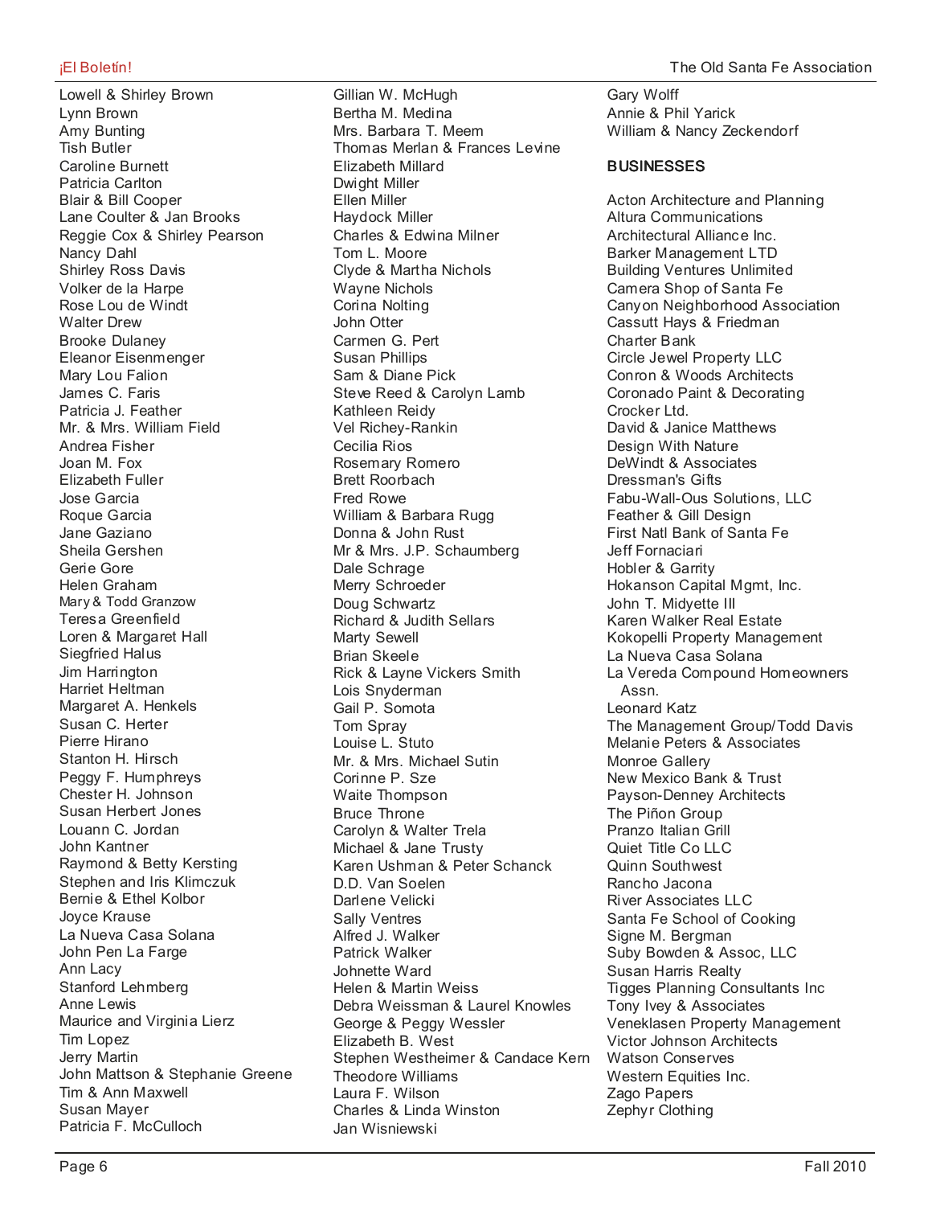Lowell & Shirley Brown
Lynn Brown
Amy Bunting
Tish Butler
Caroline Burnett
Patricia Carlton
Blair & Bill Cooper
Lane Coulter & Jan Brooks
Reggie Cox & Shirley Pearson
Nancy Dahl
Shirley Ross Davis
Volker de la Harpe
Rose Lou de Windt
Walter Drew
Brooke Dulaney
Eleanor Eisenmenger
Mary Lou Falion
James C. Faris
Patricia J. Feather
Mr. & Mrs. William Field
Andrea Fisher
Joan M. Fox
Elizabeth Fuller
Jose Garcia
Roque Garcia
Jane Gaziano
Sheila Gershen
Gerie Gore
Helen Graham
Mary & Todd Granzow
Teresa Greenfield
Loren & Margaret Hall
Siegfried Halus
Jim Harrington
Harriet Heltman
Margaret A. Henkels
Susan C. Herter
Pierre Hirano
Stanton H. Hirsch
Peggy F. Humphreys
Chester H. Johnson
Susan Herbert Jones
Louann C. Jordan
John Kantner
Raymond & Betty Kersting
Stephen and Iris Klimczuk
Bernie & Ethel Kolbor
Joyce Krause
La Nueva Casa Solana
John Pen La Farge
Ann Lacy
Stanford Lehmberg
Anne Lewis
Maurice and Virginia Lierz
Tim Lopez
Jerry Martin
John Mattson & Stephanie Greene
Tim & Ann Maxwell
Susan Mayer
Patricia F. McCulloch
Gillian W. McHugh
Bertha M. Medina
Mrs. Barbara T. Meem
Thomas Merlan & Frances Levine
Elizabeth Millard
Dwight Miller
Ellen Miller
Haydock Miller
Charles & Edwina Milner
Tom L. Moore
Clyde & Martha Nichols
Wayne Nichols
Corina Nolting
John Otter
Carmen G. Pert
Susan Phillips
Sam & Diane Pick
Steve Reed & Carolyn Lamb
Kathleen Reidy
Vel Richey-Rankin
Cecilia Rios
Rosemary Romero
Brett Roorbach
Fred Rowe
William & Barbara Rugg
Donna & John Rust
Mr & Mrs. J.P. Schaumberg
Dale Schrage
Merry Schroeder
Doug Schwartz
Richard & Judith Sellars
Marty Sewell
Brian Skeele
Rick & Layne Vickers Smith
Lois Snyderman
Gail P. Somota
Tom Spray
Louise L. Stuto
Mr. & Mrs. Michael Sutin
Corinne P. Sze
Waite Thompson
Bruce Throne
Carolyn & Walter Trela
Michael & Jane Trusty
Karen Ushman & Peter Schanck
D.D. Van Soelen
Darlene Velicki
Sally Ventres
Alfred J. Walker
Patrick Walker
Johnette Ward
Helen & Martin Weiss
Debra Weissman & Laurel Knowles
George & Peggy Wessler
Elizabeth B. West
Stephen Westheimer & Candace Kern
Theodore Williams
Laura F. Wilson
Charles & Linda Winston
Jan Wisniewski
Gary Wolff
Annie & Phil Yarick
William & Nancy Zeckendorf

## BUSINESSES

Acton Architecture and Planning
Altura Communications
Architectural Alliance Inc.
Barker Management LTD
Building Ventures Unlimited
Camera Shop of Santa Fe
Canyon Neighborhood Association
Cassutt Hays & Friedman
Charter Bank
Circle Jewel Property LLC
Conron & Woods Architects
Coronado Paint & Decorating
Crocker Ltd.
David & Janice Matthews
Design With Nature
DeWindt & Associates
Dressman's Gifts
Fabu-Wall-Ous Solutions, LLC
Feather & Gill Design
First Natl Bank of Santa Fe
Jeff Fornaciari
Hobler & Garrity
Hokanson Capital Mgmt, Inc.
John T. Midyette III
Karen Walker Real Estate
Kokopelli Property Management
La Nueva Casa Solana
La Vereda Compound Homeowners Assn.
Leonard Katz
The Management Group/Todd Davis
Melanie Peters & Associates
Monroe Gallery
New Mexico Bank & Trust
Payson-Denney Architects
The Piñon Group
Pranzo Italian Grill
Quiet Title Co LLC
Quinn Southwest
Rancho Jacona
River Associates LLC
Santa Fe School of Cooking
Signe M. Bergman
Suby Bowden & Assoc, LLC
Susan Harris Realty
Tigges Planning Consultants Inc
Tony Ivey & Associates
Veneklasen Property Management
Victor Johnson Architects
Watson Conserves
Western Equities Inc.
Zago Papers
Zephyr Clothing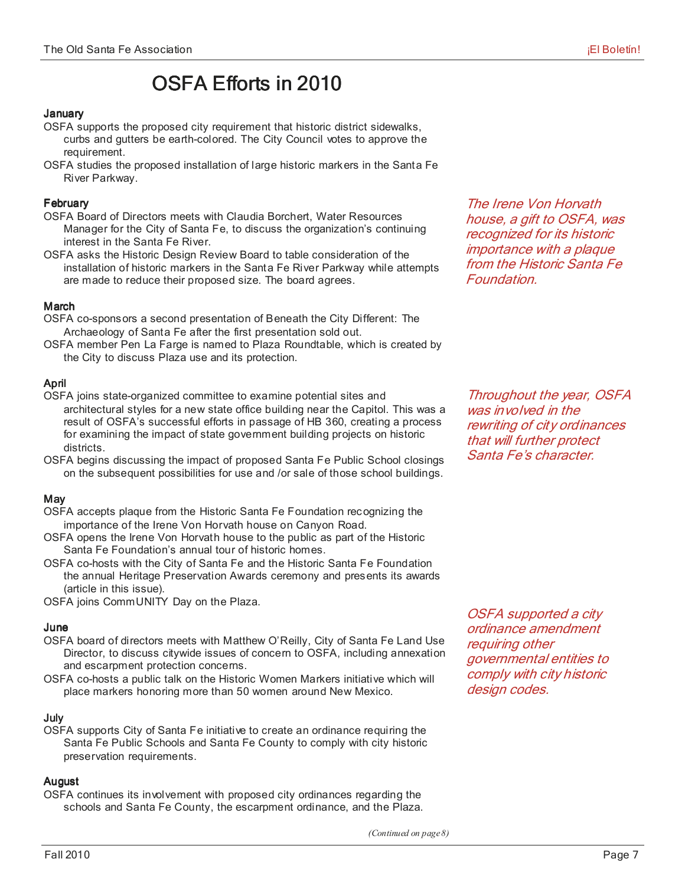# OSFA Efforts in 2010

### January

OSFA supports the proposed city requirement that historic district sidewalks, curbs and gutters be earth-colored. The City Council votes to approve the requirement.

OSFA studies the proposed installation of large historic markers in the Santa Fe River Parkway.

### February

OSFA Board of Directors meets with Claudia Borchert, Water Resources Manager for the City of Santa Fe, to discuss the organization's continuing interest in the Santa Fe River.

OSFA asks the Historic Design Review Board to table consideration of the installation of historic markers in the Santa Fe River Parkway while attempts are made to reduce their proposed size. The board agrees.

### March

OSFA co-sponsors a second presentation of Beneath the City Different: The Archaeology of Santa Fe after the first presentation sold out.

OSFA member Pen La Farge is named to Plaza Roundtable, which is created by the City to discuss Plaza use and its protection.

### April

OSFA joins state-organized committee to examine potential sites and architectural styles for a new state office building near the Capitol. This was a result of OSFA's successful efforts in passage of HB 360, creating a process for examining the impact of state government building projects on historic districts.

OSFA begins discussing the impact of proposed Santa Fe Public School closings on the subsequent possibilities for use and /or sale of those school buildings.

### May

OSFA accepts plaque from the Historic Santa Fe Foundation recognizing the importance of the Irene Von Horvath house on Canyon Road.

OSFA opens the Irene Von Horvath house to the public as part of the Historic Santa Fe Foundation's annual tour of historic homes.

OSFA co-hosts with the City of Santa Fe and the Historic Santa Fe Foundation the annual Heritage Preservation Awards ceremony and presents its awards (article in this issue).

OSFA joins CommUNITY Day on the Plaza.

### June

OSFA board of directors meets with Matthew O'Reilly, City of Santa Fe Land Use Director, to discuss citywide issues of concern to OSFA, including annexation and escarpment protection concerns.

OSFA co-hosts a public talk on the Historic Women Markers initiative which will place markers honoring more than 50 women around New Mexico.

### July

OSFA supports City of Santa Fe initiative to create an ordinance requiring the Santa Fe Public Schools and Santa Fe County to comply with city historic preservation requirements.

### August

OSFA continues its involvement with proposed city ordinances regarding the schools and Santa Fe County, the escarpment ordinance, and the Plaza.

*(Continued on page 8)*

*The Irene Von Horvath house, a gift to OSFA, was recognized for its historic importance with a plaque from the Historic Santa Fe Foundation.*

*Throughout the year, OSFA was involved in the rewriting of city ordinances that will further protect Santa Fe's character.*

*OSFA supported a city ordinance amendment requiring other governmental entities to comply with city historic design codes.*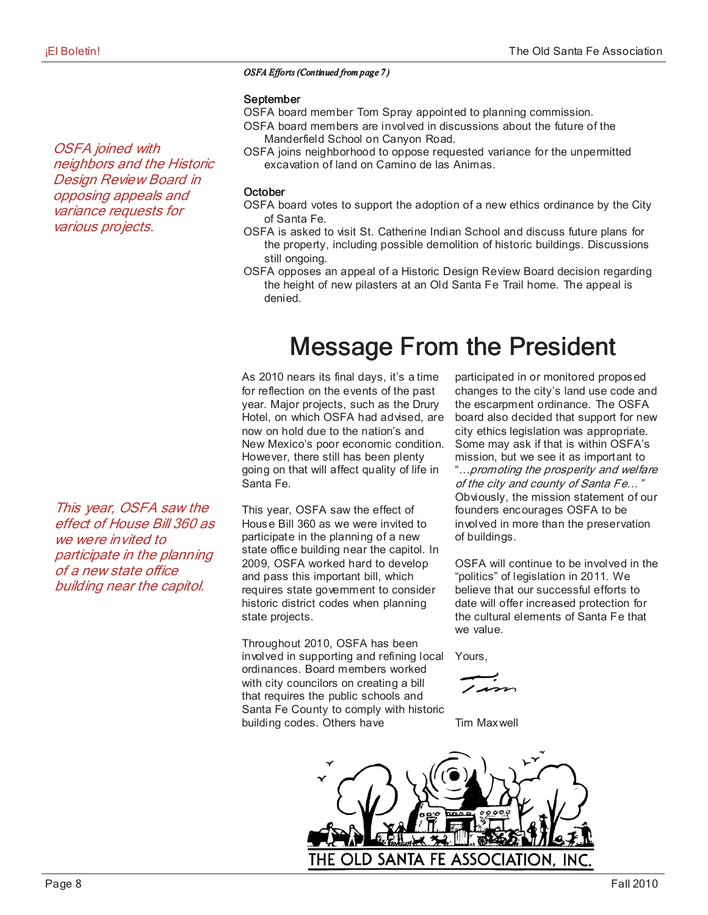*OSFA Efforts (Continued from page 7)*

*OSFA joined with neighbors and the Historic Design Review Board in opposing appeals and variance requests for various projects.*

**September**

OSFA board member Tom Spray appointed to planning commission.

OSFA board members are involved in discussions about the future of the Manderfield School on Canyon Road.

OSFA joins neighborhood to oppose requested variance for the unpermitted excavation of land on Camino de las Animas.

**October**

OSFA board votes to support the adoption of a new ethics ordinance by the City of Santa Fe.

OSFA is asked to visit St. Catherine Indian School and discuss future plans for the property, including possible demolition of historic buildings. Discussions still ongoing.

OSFA opposes an appeal of a Historic Design Review Board decision regarding the height of new pilasters at an Old Santa Fe Trail home. The appeal is denied.

# Message From the President

*This year, OSFA saw the effect of House Bill 360 as we were invited to participate in the planning of a new state office building near the capitol.*

As 2010 nears its final days, it's a time for reflection on the events of the past year. Major projects, such as the Drury Hotel, on which OSFA had advised, are now on hold due to the nation's and New Mexico's poor economic condition. However, there still has been plenty going on that will affect quality of life in Santa Fe.

This year, OSFA saw the effect of House Bill 360 as we were invited to participate in the planning of a new state office building near the capitol. In 2009, OSFA worked hard to develop and pass this important bill, which requires state government to consider historic district codes when planning state projects.

Throughout 2010, OSFA has been involved in supporting and refining local ordinances. Board members worked with city councilors on creating a bill that requires the public schools and Santa Fe County to comply with historic building codes. Others have participated in or monitored proposed changes to the city's land use code and the escarpment ordinance. The OSFA board also decided that support for new city ethics legislation was appropriate. Some may ask if that is within OSFA's mission, but we see it as important to "*…promoting the prosperity and welfare of the city and county of Santa Fe…*" Obviously, the mission statement of our founders encourages OSFA to be involved in more than the preservation of buildings.

OSFA will continue to be involved in the "politics" of legislation in 2011. We believe that our successful efforts to date will offer increased protection for the cultural elements of Santa Fe that we value.

Yours,

Tim

Tim Maxwell

THE OLD SANTA FE ASSOCIATION, INC.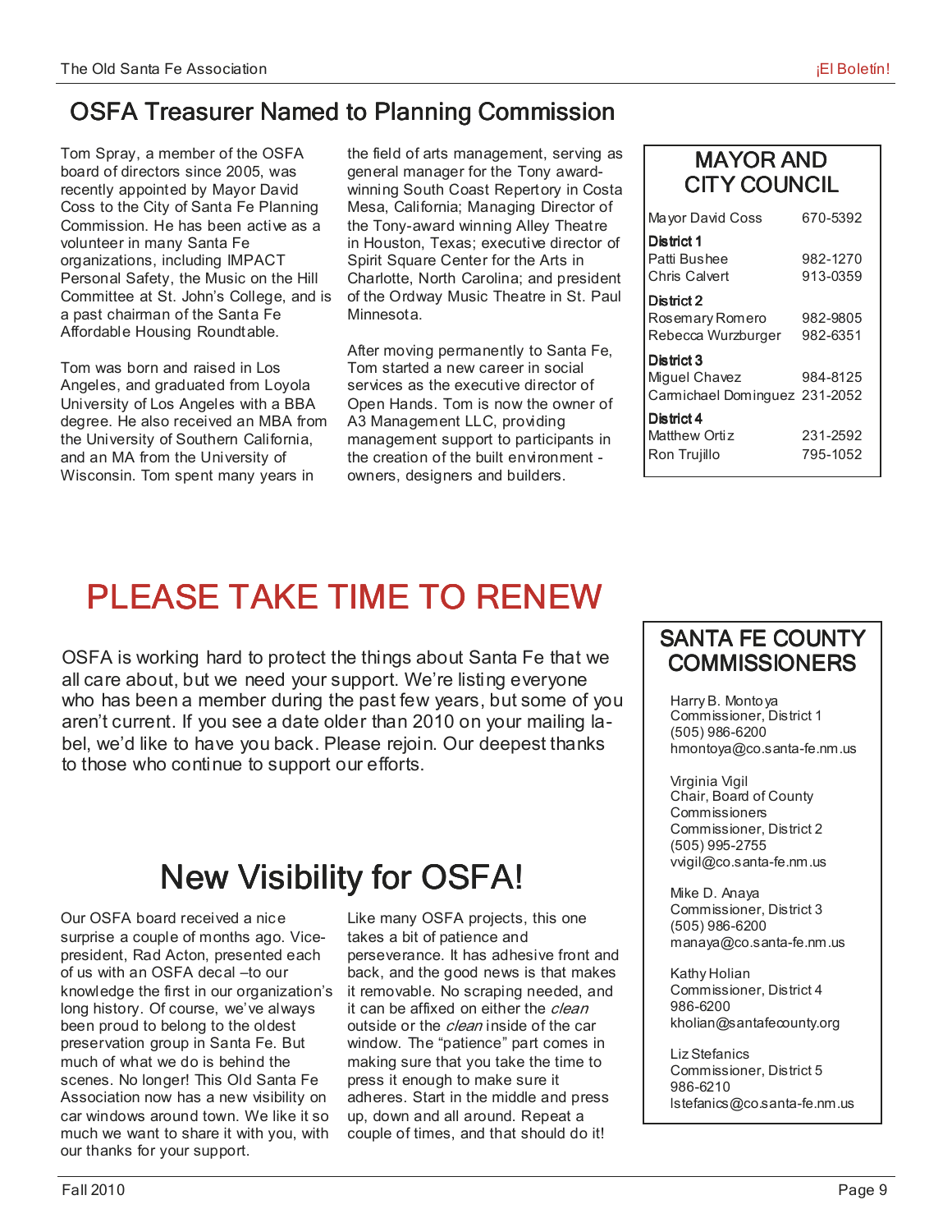## OSFA Treasurer Named to Planning Commission

Tom Spray, a member of the OSFA board of directors since 2005, was recently appointed by Mayor David Coss to the City of Santa Fe Planning Commission. He has been active as a volunteer in many Santa Fe organizations, including IMPACT Personal Safety, the Music on the Hill Committee at St. John's College, and is a past chairman of the Santa Fe Affordable Housing Roundtable.

Tom was born and raised in Los Angeles, and graduated from Loyola University of Los Angeles with a BBA degree. He also received an MBA from the University of Southern California, and an MA from the University of Wisconsin. Tom spent many years in the field of arts management, serving as general manager for the Tony award-winning South Coast Repertory in Costa Mesa, California; Managing Director of the Tony-award winning Alley Theatre in Houston, Texas; executive director of Spirit Square Center for the Arts in Charlotte, North Carolina; and president of the Ordway Music Theatre in St. Paul Minnesota.

After moving permanently to Santa Fe, Tom started a new career in social services as the executive director of Open Hands. Tom is now the owner of A3 Management LLC, providing management support to participants in the creation of the built environment - owners, designers and builders.

### MAYOR AND CITY COUNCIL

| | |
|---|---|
| Mayor David Coss | 670-5392 |
| **District 1** | |
| Patti Bushee | 982-1270 |
| Chris Calvert | 913-0359 |
| **District 2** | |
| Rosemary Romero | 982-9805 |
| Rebecca Wurzburger | 982-6351 |
| **District 3** | |
| Miguel Chavez | 984-8125 |
| Carmichael Dominguez | 231-2052 |
| **District 4** | |
| Matthew Ortiz | 231-2592 |
| Ron Trujillo | 795-1052 |

# PLEASE TAKE TIME TO RENEW

OSFA is working hard to protect the things about Santa Fe that we all care about, but we need your support. We're listing everyone who has been a member during the past few years, but some of you aren't current. If you see a date older than 2010 on your mailing label, we'd like to have you back. Please rejoin. Our deepest thanks to those who continue to support our efforts.

### SANTA FE COUNTY COMMISSIONERS

Harry B. Montoya
Commissioner, District 1
(505) 986-6200
hmontoya@co.santa-fe.nm.us

Virginia Vigil
Chair, Board of County Commissioners
Commissioner, District 2
(505) 995-2755
vvigil@co.santa-fe.nm.us

Mike D. Anaya
Commissioner, District 3
(505) 986-6200
manaya@co.santa-fe.nm.us

Kathy Holian
Commissioner, District 4
986-6200
kholian@santafecounty.org

Liz Stefanics
Commissioner, District 5
986-6210
lstefanics@co.santa-fe.nm.us

# New Visibility for OSFA!

Our OSFA board received a nice surprise a couple of months ago. Vice-president, Rad Acton, presented each of us with an OSFA decal –to our knowledge the first in our organization's long history. Of course, we've always been proud to belong to the oldest preservation group in Santa Fe. But much of what we do is behind the scenes. No longer! This Old Santa Fe Association now has a new visibility on car windows around town. We like it so much we want to share it with you, with our thanks for your support.

Like many OSFA projects, this one takes a bit of patience and perseverance. It has adhesive front and back, and the good news is that makes it removable. No scraping needed, and it can be affixed on either the *clean* outside or the *clean* inside of the car window. The "patience" part comes in making sure that you take the time to press it enough to make sure it adheres. Start in the middle and press up, down and all around. Repeat a couple of times, and that should do it!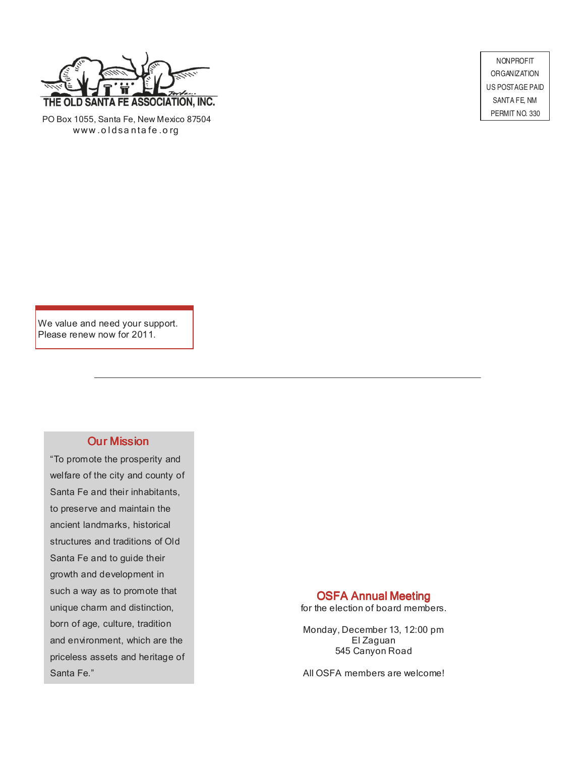THE OLD SANTA FE ASSOCIATION, INC.

PO Box 1055, Santa Fe, New Mexico 87504
www.oldsantafe.org

NONPROFIT
ORGANIZATION
US POSTAGE PAID
SANTA FE, NM
PERMIT NO. 330

We value and need your support.
Please renew now for 2011.

---

## Our Mission

"To promote the prosperity and welfare of the city and county of Santa Fe and their inhabitants, to preserve and maintain the ancient landmarks, historical structures and traditions of Old Santa Fe and to guide their growth and development in such a way as to promote that unique charm and distinction, born of age, culture, tradition and environment, which are the priceless assets and heritage of Santa Fe."

## OSFA Annual Meeting

for the election of board members.

Monday, December 13, 12:00 pm
El Zaguan
545 Canyon Road

All OSFA members are welcome!